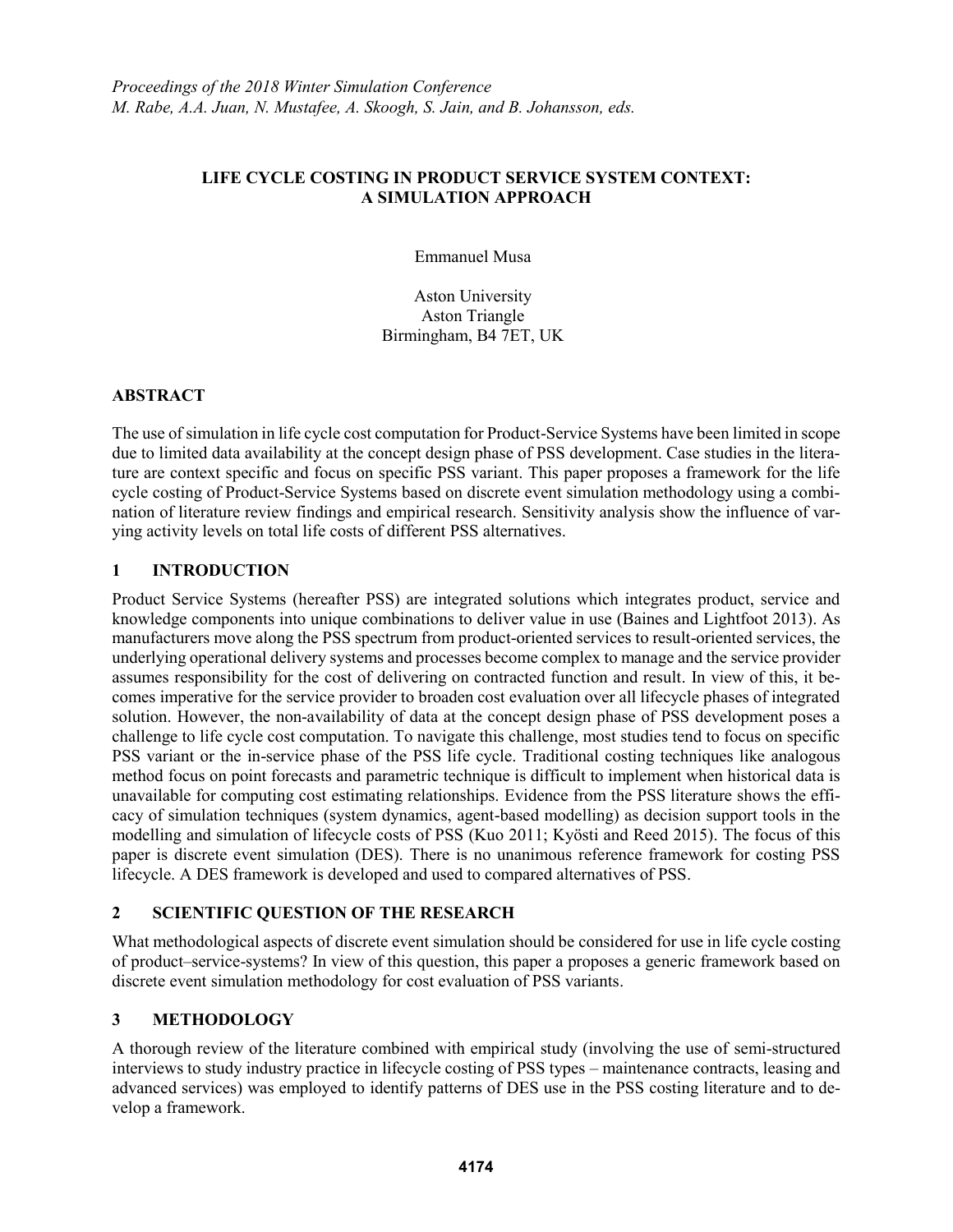*Proceedings of the 2018 Winter Simulation Conference*
*M. Rabe, A.A. Juan, N. Mustafee, A. Skoogh, S. Jain, and B. Johansson, eds.*

# LIFE CYCLE COSTING IN PRODUCT SERVICE SYSTEM CONTEXT: A SIMULATION APPROACH

Emmanuel Musa

Aston University
Aston Triangle
Birmingham, B4 7ET, UK

## ABSTRACT

The use of simulation in life cycle cost computation for Product-Service Systems have been limited in scope due to limited data availability at the concept design phase of PSS development. Case studies in the literature are context specific and focus on specific PSS variant. This paper proposes a framework for the life cycle costing of Product-Service Systems based on discrete event simulation methodology using a combination of literature review findings and empirical research. Sensitivity analysis show the influence of varying activity levels on total life costs of different PSS alternatives.

## 1 INTRODUCTION

Product Service Systems (hereafter PSS) are integrated solutions which integrates product, service and knowledge components into unique combinations to deliver value in use (Baines and Lightfoot 2013). As manufacturers move along the PSS spectrum from product-oriented services to result-oriented services, the underlying operational delivery systems and processes become complex to manage and the service provider assumes responsibility for the cost of delivering on contracted function and result. In view of this, it becomes imperative for the service provider to broaden cost evaluation over all lifecycle phases of integrated solution. However, the non-availability of data at the concept design phase of PSS development poses a challenge to life cycle cost computation. To navigate this challenge, most studies tend to focus on specific PSS variant or the in-service phase of the PSS life cycle. Traditional costing techniques like analogous method focus on point forecasts and parametric technique is difficult to implement when historical data is unavailable for computing cost estimating relationships. Evidence from the PSS literature shows the efficacy of simulation techniques (system dynamics, agent-based modelling) as decision support tools in the modelling and simulation of lifecycle costs of PSS (Kuo 2011; Kyösti and Reed 2015). The focus of this paper is discrete event simulation (DES). There is no unanimous reference framework for costing PSS lifecycle. A DES framework is developed and used to compared alternatives of PSS.

## 2 SCIENTIFIC QUESTION OF THE RESEARCH

What methodological aspects of discrete event simulation should be considered for use in life cycle costing of product–service-systems? In view of this question, this paper a proposes a generic framework based on discrete event simulation methodology for cost evaluation of PSS variants.

## 3 METHODOLOGY

A thorough review of the literature combined with empirical study (involving the use of semi-structured interviews to study industry practice in lifecycle costing of PSS types – maintenance contracts, leasing and advanced services) was employed to identify patterns of DES use in the PSS costing literature and to develop a framework.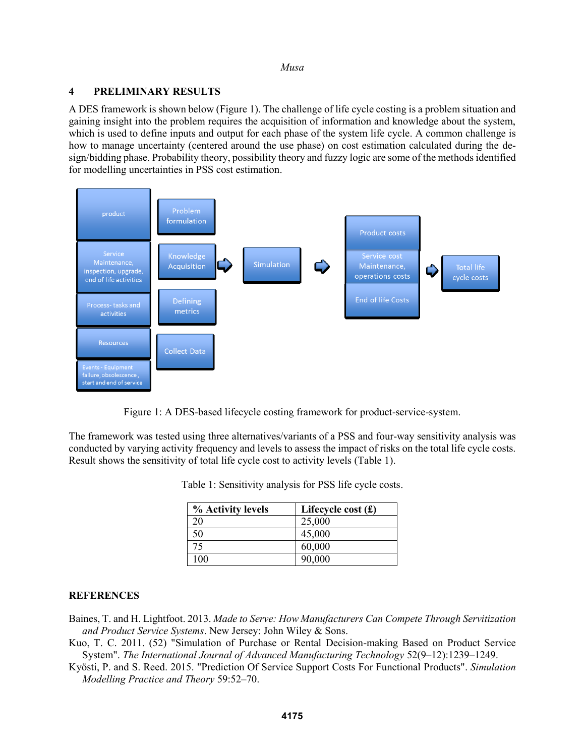## 4 PRELIMINARY RESULTS

A DES framework is shown below (Figure 1). The challenge of life cycle costing is a problem situation and gaining insight into the problem requires the acquisition of information and knowledge about the system, which is used to define inputs and output for each phase of the system life cycle. A common challenge is how to manage uncertainty (centered around the use phase) on cost estimation calculated during the design/bidding phase. Probability theory, possibility theory and fuzzy logic are some of the methods identified for modelling uncertainties in PSS cost estimation.

product

Service Maintenance, inspection, upgrade, end of life activities

Process- tasks and activities

Resources

Events - Equipment failure, obsolescence, start and end of service

Problem formulation

Knowledge Acquisition

Defining metrics

Collect Data

Simulation

Product costs

Service cost Maintenance, operations costs

End of life Costs

Total life cycle costs

Figure 1: A DES-based lifecycle costing framework for product-service-system.

The framework was tested using three alternatives/variants of a PSS and four-way sensitivity analysis was conducted by varying activity frequency and levels to assess the impact of risks on the total life cycle costs. Result shows the sensitivity of total life cycle cost to activity levels (Table 1).

Table 1: Sensitivity analysis for PSS life cycle costs.

| % Activity levels | Lifecycle cost (£) |
|---|---|
| 20 | 25,000 |
| 50 | 45,000 |
| 75 | 60,000 |
| 100 | 90,000 |

## REFERENCES

Baines, T. and H. Lightfoot. 2013. *Made to Serve: How Manufacturers Can Compete Through Servitization and Product Service Systems*. New Jersey: John Wiley & Sons.

Kuo, T. C. 2011. (52) "Simulation of Purchase or Rental Decision-making Based on Product Service System". *The International Journal of Advanced Manufacturing Technology* 52(9–12):1239–1249.

Kyösti, P. and S. Reed. 2015. "Prediction Of Service Support Costs For Functional Products". *Simulation Modelling Practice and Theory* 59:52–70.